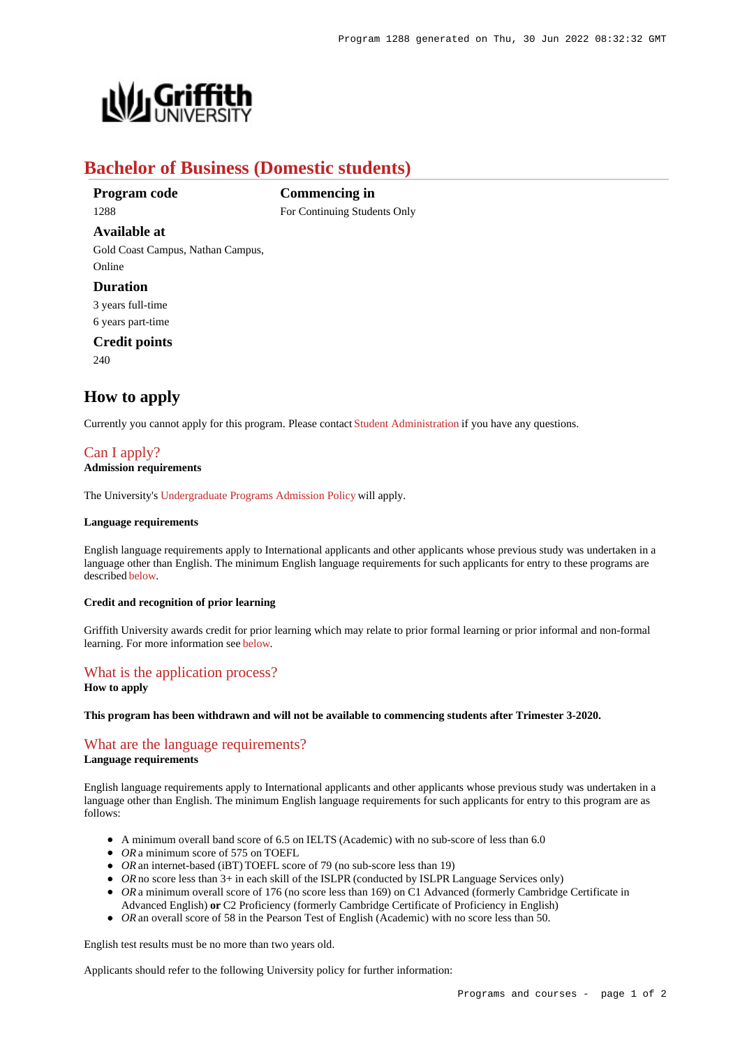# Bachelor of Business (Domestic students)

**Program code**
1288

**Commencing in**
For Continuing Students Only

**Available at**
Gold Coast Campus, Nathan Campus, Online

**Duration**
3 years full-time
6 years part-time

**Credit points**
240

## How to apply

Currently you cannot apply for this program. Please contact Student Administration if you have any questions.

### Can I apply?

**Admission requirements**

The University's Undergraduate Programs Admission Policy will apply.

**Language requirements**

English language requirements apply to International applicants and other applicants whose previous study was undertaken in a language other than English. The minimum English language requirements for such applicants for entry to these programs are described below.

**Credit and recognition of prior learning**

Griffith University awards credit for prior learning which may relate to prior formal learning or prior informal and non-formal learning. For more information see below.

### What is the application process?

**How to apply**

**This program has been withdrawn and will not be available to commencing students after Trimester 3-2020.**

### What are the language requirements?

**Language requirements**

English language requirements apply to International applicants and other applicants whose previous study was undertaken in a language other than English. The minimum English language requirements for such applicants for entry to this program are as follows:

- A minimum overall band score of 6.5 on IELTS (Academic) with no sub-score of less than 6.0
- *OR* a minimum score of 575 on TOEFL
- *OR* an internet-based (iBT) TOEFL score of 79 (no sub-score less than 19)
- *OR* no score less than 3+ in each skill of the ISLPR (conducted by ISLPR Language Services only)
- *OR* a minimum overall score of 176 (no score less than 169) on C1 Advanced (formerly Cambridge Certificate in Advanced English) **or** C2 Proficiency (formerly Cambridge Certificate of Proficiency in English)
- *OR* an overall score of 58 in the Pearson Test of English (Academic) with no score less than 50.

English test results must be no more than two years old.

Applicants should refer to the following University policy for further information: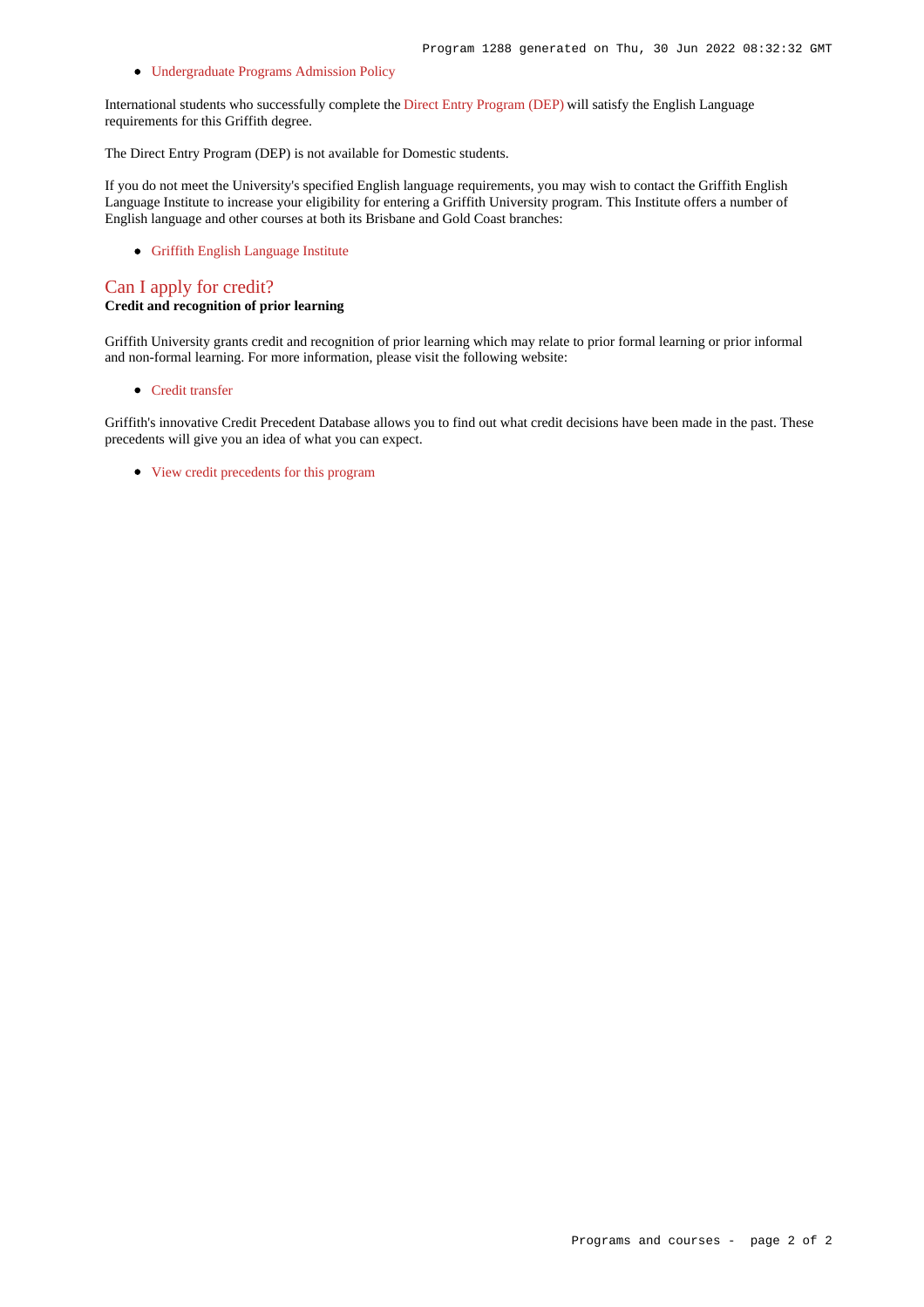- Undergraduate Programs Admission Policy

International students who successfully complete the Direct Entry Program (DEP) will satisfy the English Language requirements for this Griffith degree.

The Direct Entry Program (DEP) is not available for Domestic students.

If you do not meet the University's specified English language requirements, you may wish to contact the Griffith English Language Institute to increase your eligibility for entering a Griffith University program. This Institute offers a number of English language and other courses at both its Brisbane and Gold Coast branches:

- Griffith English Language Institute

## Can I apply for credit?

**Credit and recognition of prior learning**

Griffith University grants credit and recognition of prior learning which may relate to prior formal learning or prior informal and non-formal learning. For more information, please visit the following website:

- Credit transfer

Griffith's innovative Credit Precedent Database allows you to find out what credit decisions have been made in the past. These precedents will give you an idea of what you can expect.

- View credit precedents for this program